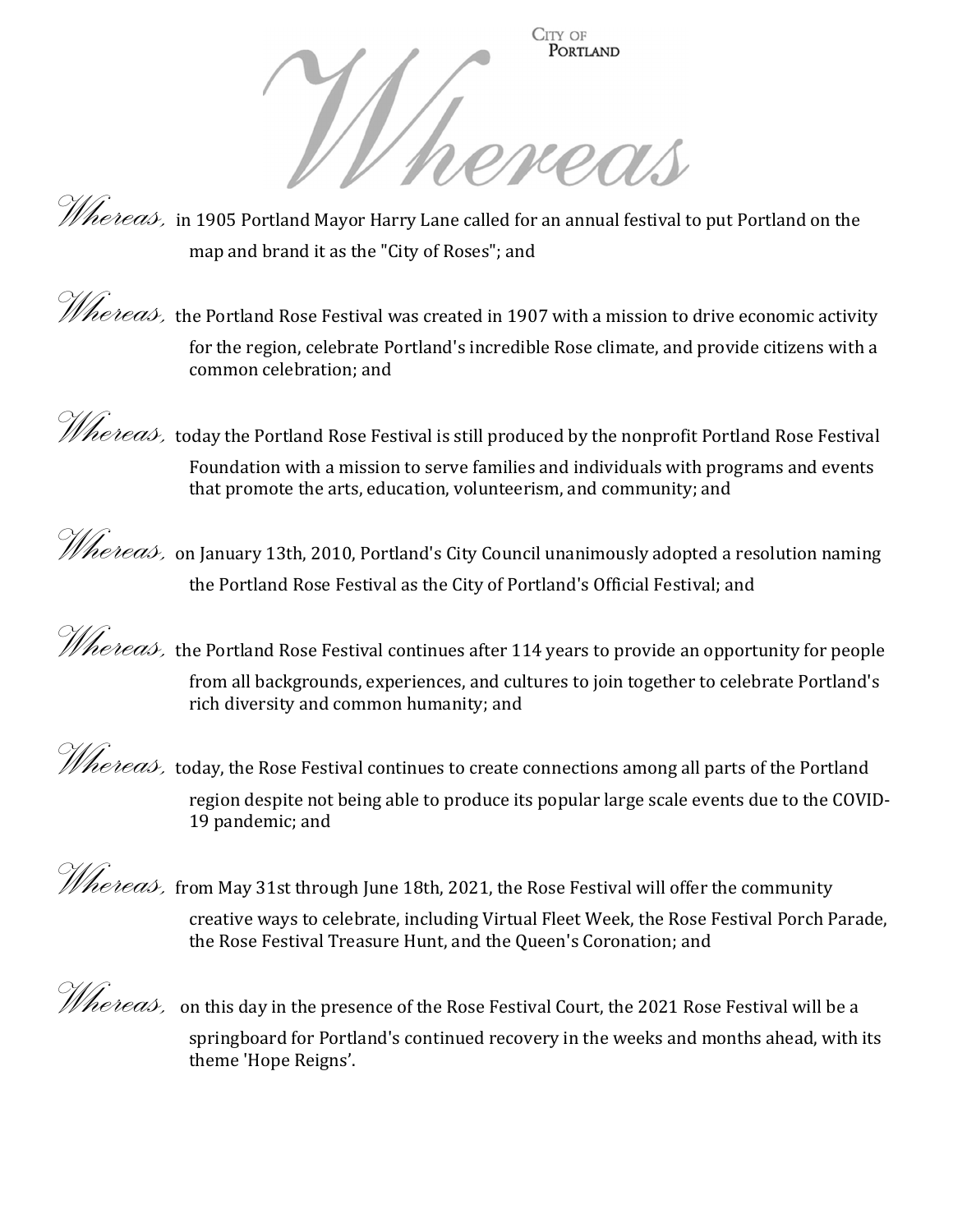City of Portland

# Whereas

*Whereas,* in 1905 Portland Mayor Harry Lane called for an annual festival to put Portland on the map and brand it as the "City of Roses"; and

*Whereas,* the Portland Rose Festival was created in 1907 with a mission to drive economic activity for the region, celebrate Portland's incredible Rose climate, and provide citizens with a common celebration; and

*Whereas,* today the Portland Rose Festival is still produced by the nonprofit Portland Rose Festival Foundation with a mission to serve families and individuals with programs and events that promote the arts, education, volunteerism, and community; and

*Whereas,* on January 13th, 2010, Portland's City Council unanimously adopted a resolution naming the Portland Rose Festival as the City of Portland's Official Festival; and

*Whereas,* the Portland Rose Festival continues after 114 years to provide an opportunity for people from all backgrounds, experiences, and cultures to join together to celebrate Portland's rich diversity and common humanity; and

*Whereas,* today, the Rose Festival continues to create connections among all parts of the Portland region despite not being able to produce its popular large scale events due to the COVID-19 pandemic; and

*Whereas,* from May 31st through June 18th, 2021, the Rose Festival will offer the community creative ways to celebrate, including Virtual Fleet Week, the Rose Festival Porch Parade, the Rose Festival Treasure Hunt, and the Queen's Coronation; and

*Whereas,* on this day in the presence of the Rose Festival Court, the 2021 Rose Festival will be a springboard for Portland's continued recovery in the weeks and months ahead, with its theme 'Hope Reigns'.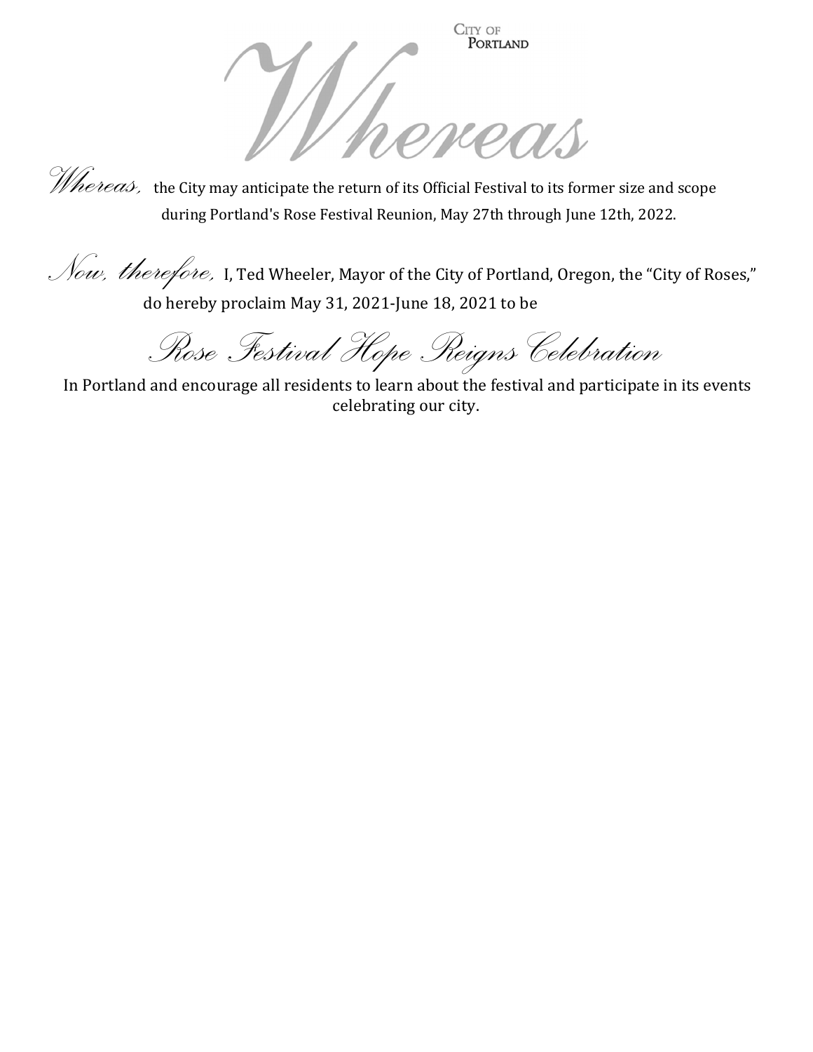CITY OF
PORTLAND

# *Whereas*

*Whereas,* the City may anticipate the return of its Official Festival to its former size and scope during Portland's Rose Festival Reunion, May 27th through June 12th, 2022.

*Now, therefore,* I, Ted Wheeler, Mayor of the City of Portland, Oregon, the "City of Roses," do hereby proclaim May 31, 2021-June 18, 2021 to be

## *Rose Festival Hope Reigns Celebration*

In Portland and encourage all residents to learn about the festival and participate in its events celebrating our city.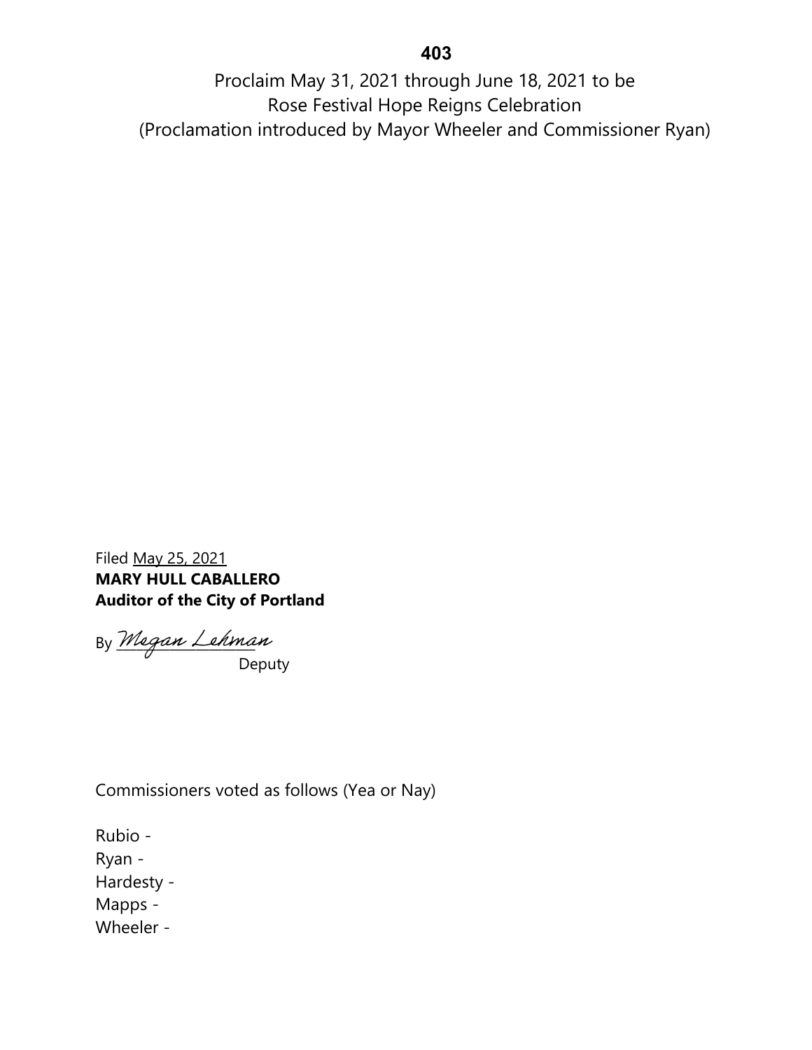# 403

Proclaim May 31, 2021 through June 18, 2021 to be Rose Festival Hope Reigns Celebration
(Proclamation introduced by Mayor Wheeler and Commissioner Ryan)

Filed May 25, 2021
**MARY HULL CABALLERO**
**Auditor of the City of Portland**

By Megan Lehman
Deputy

Commissioners voted as follows (Yea or Nay)

Rubio -
Ryan -
Hardesty -
Mapps -
Wheeler -